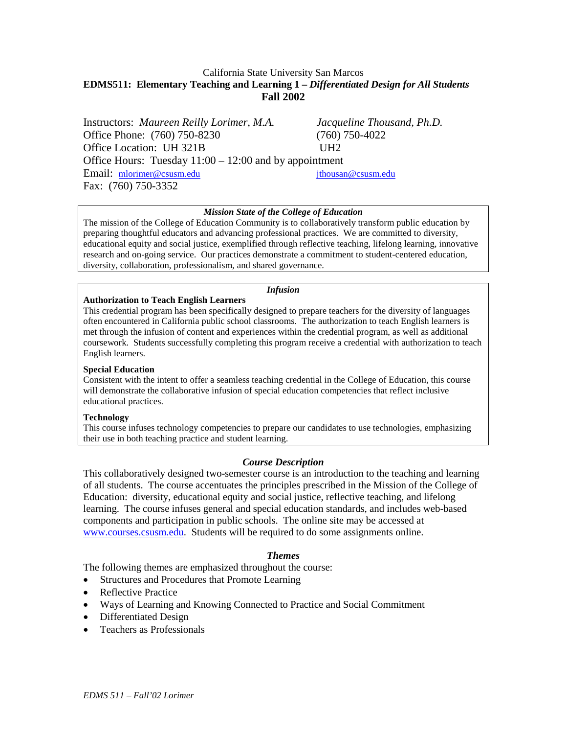California State University San Marcos

**EDMS511: Elementary Teaching and Learning 1 – *Differentiated Design for All Students***

**Fall 2002**

Instructors: *Maureen Reilly Lorimer, M.A.* *Jacqueline Thousand, Ph.D.*
Office Phone: (760) 750-8230 (760) 750-4022
Office Location: UH 321B UH2
Office Hours: Tuesday 11:00 – 12:00 and by appointment
Email: mlorimer@csusm.edu jthousan@csusm.edu
Fax: (760) 750-3352

***Mission State of the College of Education***

The mission of the College of Education Community is to collaboratively transform public education by preparing thoughtful educators and advancing professional practices. We are committed to diversity, educational equity and social justice, exemplified through reflective teaching, lifelong learning, innovative research and on-going service. Our practices demonstrate a commitment to student-centered education, diversity, collaboration, professionalism, and shared governance.

***Infusion***

**Authorization to Teach English Learners**

This credential program has been specifically designed to prepare teachers for the diversity of languages often encountered in California public school classrooms. The authorization to teach English learners is met through the infusion of content and experiences within the credential program, as well as additional coursework. Students successfully completing this program receive a credential with authorization to teach English learners.

**Special Education**

Consistent with the intent to offer a seamless teaching credential in the College of Education, this course will demonstrate the collaborative infusion of special education competencies that reflect inclusive educational practices.

**Technology**

This course infuses technology competencies to prepare our candidates to use technologies, emphasizing their use in both teaching practice and student learning.

***Course Description***

This collaboratively designed two-semester course is an introduction to the teaching and learning of all students. The course accentuates the principles prescribed in the Mission of the College of Education: diversity, educational equity and social justice, reflective teaching, and lifelong learning. The course infuses general and special education standards, and includes web-based components and participation in public schools. The online site may be accessed at www.courses.csusm.edu. Students will be required to do some assignments online.

***Themes***

The following themes are emphasized throughout the course:

- Structures and Procedures that Promote Learning
- Reflective Practice
- Ways of Learning and Knowing Connected to Practice and Social Commitment
- Differentiated Design
- Teachers as Professionals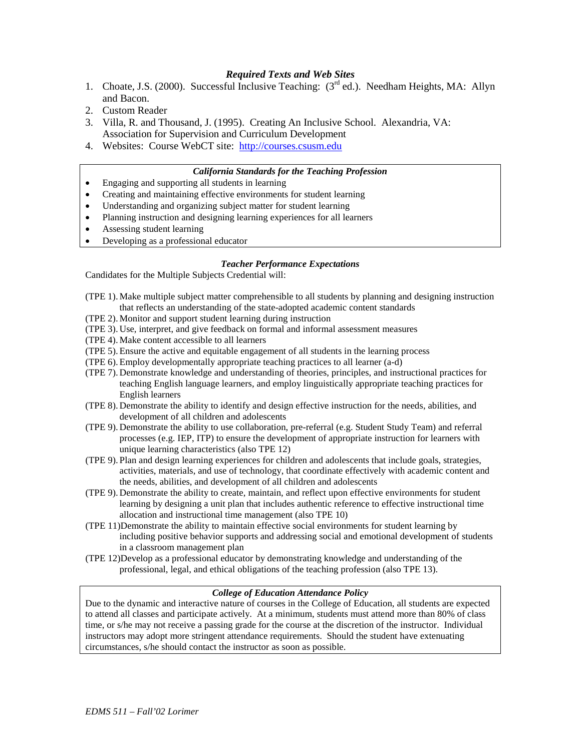### *Required Texts and Web Sites*

1. Choate, J.S. (2000). Successful Inclusive Teaching: (3rd ed.). Needham Heights, MA: Allyn and Bacon.
2. Custom Reader
3. Villa, R. and Thousand, J. (1995). Creating An Inclusive School. Alexandria, VA: Association for Supervision and Curriculum Development
4. Websites: Course WebCT site: http://courses.csusm.edu

### *California Standards for the Teaching Profession*

- Engaging and supporting all students in learning
- Creating and maintaining effective environments for student learning
- Understanding and organizing subject matter for student learning
- Planning instruction and designing learning experiences for all learners
- Assessing student learning
- Developing as a professional educator

### *Teacher Performance Expectations*

Candidates for the Multiple Subjects Credential will:

(TPE 1). Make multiple subject matter comprehensible to all students by planning and designing instruction that reflects an understanding of the state-adopted academic content standards

(TPE 2). Monitor and support student learning during instruction

(TPE 3). Use, interpret, and give feedback on formal and informal assessment measures

(TPE 4). Make content accessible to all learners

(TPE 5). Ensure the active and equitable engagement of all students in the learning process

(TPE 6). Employ developmentally appropriate teaching practices to all learner (a-d)

(TPE 7). Demonstrate knowledge and understanding of theories, principles, and instructional practices for teaching English language learners, and employ linguistically appropriate teaching practices for English learners

(TPE 8). Demonstrate the ability to identify and design effective instruction for the needs, abilities, and development of all children and adolescents

(TPE 9). Demonstrate the ability to use collaboration, pre-referral (e.g. Student Study Team) and referral processes (e.g. IEP, ITP) to ensure the development of appropriate instruction for learners with unique learning characteristics (also TPE 12)

(TPE 9). Plan and design learning experiences for children and adolescents that include goals, strategies, activities, materials, and use of technology, that coordinate effectively with academic content and the needs, abilities, and development of all children and adolescents

(TPE 9). Demonstrate the ability to create, maintain, and reflect upon effective environments for student learning by designing a unit plan that includes authentic reference to effective instructional time allocation and instructional time management (also TPE 10)

(TPE 11)Demonstrate the ability to maintain effective social environments for student learning by including positive behavior supports and addressing social and emotional development of students in a classroom management plan

(TPE 12)Develop as a professional educator by demonstrating knowledge and understanding of the professional, legal, and ethical obligations of the teaching profession (also TPE 13).

### *College of Education Attendance Policy*

Due to the dynamic and interactive nature of courses in the College of Education, all students are expected to attend all classes and participate actively. At a minimum, students must attend more than 80% of class time, or s/he may not receive a passing grade for the course at the discretion of the instructor. Individual instructors may adopt more stringent attendance requirements. Should the student have extenuating circumstances, s/he should contact the instructor as soon as possible.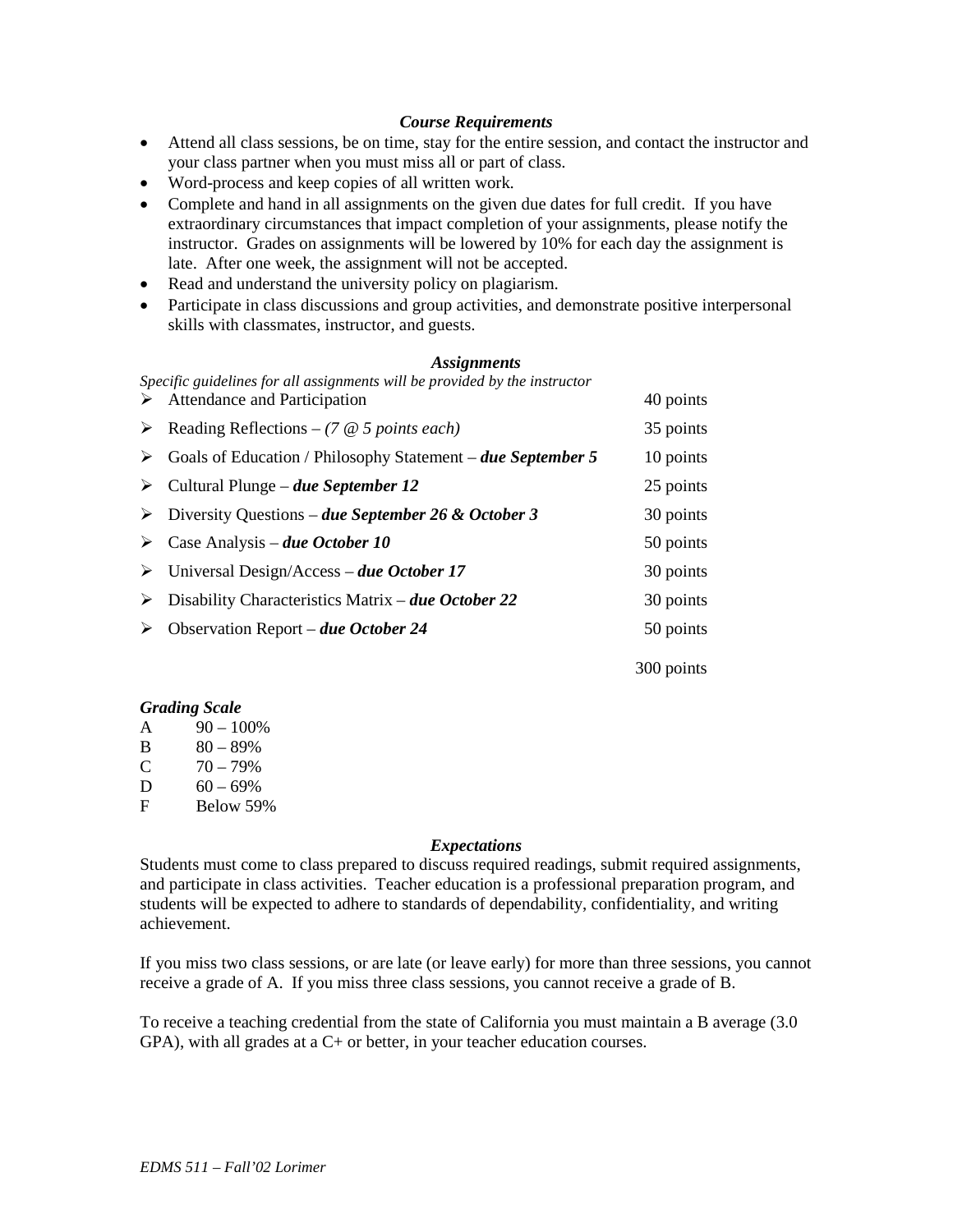### *Course Requirements*

- Attend all class sessions, be on time, stay for the entire session, and contact the instructor and your class partner when you must miss all or part of class.
- Word-process and keep copies of all written work.
- Complete and hand in all assignments on the given due dates for full credit. If you have extraordinary circumstances that impact completion of your assignments, please notify the instructor. Grades on assignments will be lowered by 10% for each day the assignment is late. After one week, the assignment will not be accepted.
- Read and understand the university policy on plagiarism.
- Participate in class discussions and group activities, and demonstrate positive interpersonal skills with classmates, instructor, and guests.

### *Assignments*

*Specific guidelines for all assignments will be provided by the instructor*

| | |
|---|---|
| ➢ Attendance and Participation | 40 points |
| ➢ Reading Reflections – *(7 @ 5 points each)* | 35 points |
| ➢ Goals of Education / Philosophy Statement – ***due September 5*** | 10 points |
| ➢ Cultural Plunge – ***due September 12*** | 25 points |
| ➢ Diversity Questions – ***due September 26 & October 3*** | 30 points |
| ➢ Case Analysis – ***due October 10*** | 50 points |
| ➢ Universal Design/Access – ***due October 17*** | 30 points |
| ➢ Disability Characteristics Matrix – ***due October 22*** | 30 points |
| ➢ Observation Report – ***due October 24*** | 50 points |
| | 300 points |

### *Grading Scale*

| | |
|---|---|
| A | 90 – 100% |
| B | 80 – 89% |
| C | 70 – 79% |
| D | 60 – 69% |
| F | Below 59% |

### *Expectations*

Students must come to class prepared to discuss required readings, submit required assignments, and participate in class activities. Teacher education is a professional preparation program, and students will be expected to adhere to standards of dependability, confidentiality, and writing achievement.

If you miss two class sessions, or are late (or leave early) for more than three sessions, you cannot receive a grade of A. If you miss three class sessions, you cannot receive a grade of B.

To receive a teaching credential from the state of California you must maintain a B average (3.0 GPA), with all grades at a C+ or better, in your teacher education courses.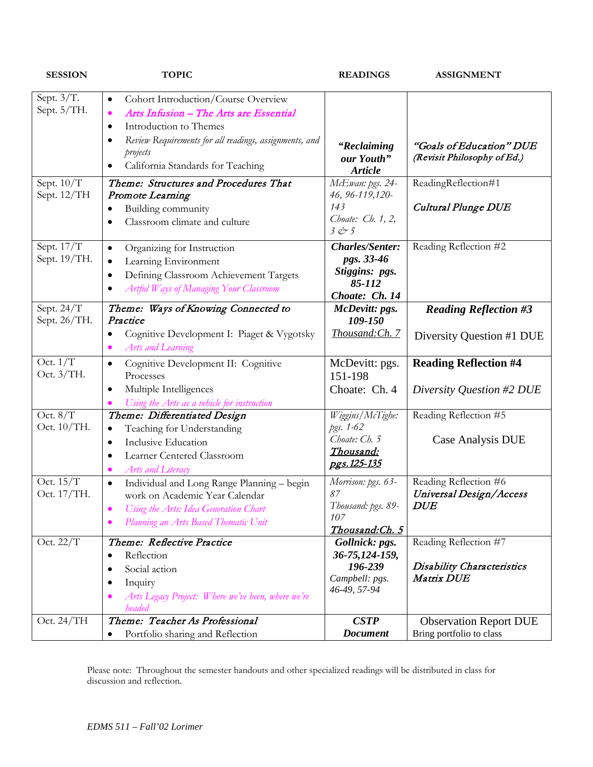| SESSION | TOPIC | READINGS | ASSIGNMENT |
|---|---|---|---|
| Sept. 3/T.<br>Sept. 5/TH. | • Cohort Introduction/Course Overview<br>• *Arts Infusion – The Arts are Essential*<br>• Introduction to Themes<br>• *Review Requirements for all readings, assignments, and projects*<br>• California Standards for Teaching | ***"Reclaiming our Youth" Article*** | *"Goals of Education" DUE (Revisit Philosophy of Ed.)* |
| Sept. 10/T<br>Sept. 12/TH | *Theme: Structures and Procedures That Promote Learning*<br>• Building community<br>• Classroom climate and culture | *McEwan: pgs. 24-46, 96-119,120-143*<br>*Choate: Ch. 1, 2, 3 & 5* | ReadingReflection#1<br><br>*Cultural Plunge DUE* |
| Sept. 17/T<br>Sept. 19/TH. | • Organizing for Instruction<br>• Learning Environment<br>• Defining Classroom Achievement Targets<br>• *Artful Ways of Managing Your Classroom* | ***Charles/Senter: pgs. 33-46***<br>***Stiggins: pgs. 85-112***<br>***Choate: Ch. 14*** | Reading Reflection #2 |
| Sept. 24/T<br>Sept. 26/TH. | *Theme: Ways of Knowing Connected to Practice*<br>• Cognitive Development I: Piaget & Vygotsky<br>• *Arts and Learning* | ***McDevitt: pgs. 109-150***<br>*Thousand:Ch. 7* | ***Reading Reflection #3***<br><br>Diversity Question #1 DUE |
| Oct. 1/T<br>Oct. 3/TH. | • Cognitive Development II: Cognitive Processes<br>• Multiple Intelligences<br>• *Using the Arts as a vehicle for instruction* | McDevitt: pgs. 151-198<br>Choate: Ch. 4 | **Reading Reflection #4**<br><br>*Diversity Question #2 DUE* |
| Oct. 8/T<br>Oct. 10/TH. | *Theme: Differentiated Design*<br>• Teaching for Understanding<br>• Inclusive Education<br>• Learner Centered Classroom<br>• *Arts and Literacy* | *Wiggins/McTighe: pgs. 1-62*<br>*Choate: Ch. 5*<br>***Thousand: pgs.125-135*** | Reading Reflection #5<br><br>Case Analysis DUE |
| Oct. 15/T<br>Oct. 17/TH. | • Individual and Long Range Planning – begin work on Academic Year Calendar<br>• *Using the Arts: Idea Generation Chart*<br>• *Planning an Arts Based Thematic Unit* | *Morrison: pgs. 63-87*<br>*Thousand: pgs. 89-107*<br>***Thousand:Ch. 5*** | Reading Reflection #6<br>*Universal Design/Access DUE* |
| Oct. 22/T | *Theme: Reflective Practice*<br>• Reflection<br>• Social action<br>• Inquiry<br>• *Arts Legacy Project: Where we've been, where we're headed* | ***Gollnick: pgs. 36-75,124-159, 196-239***<br>*Campbell: pgs. 46-49, 57-94* | Reading Reflection #7<br><br>*Disability Characteristics Matrix DUE* |
| Oct. 24/TH | *Theme: Teacher As Professional*<br>• Portfolio sharing and Reflection | ***CSTP Document*** | Observation Report DUE<br>Bring portfolio to class |

Please note: Throughout the semester handouts and other specialized readings will be distributed in class for discussion and reflection.